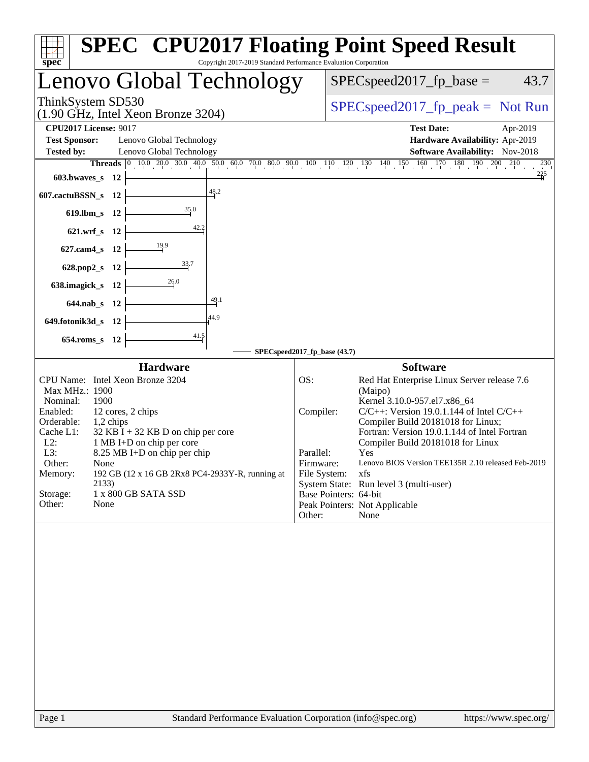# SPEC CPU2017 Floating Point Speed Result

Copyright 2017-2019 Standard Performance Evaluation Corporation

## Lenovo Global Technology

ThinkSystem SD530
(1.90 GHz, Intel Xeon Bronze 3204)

SPECspeed2017_fp_base = 43.7

SPECspeed2017_fp_peak = Not Run

**CPU2017 License:** 9017
**Test Sponsor:** Lenovo Global Technology
**Tested by:** Lenovo Global Technology

**Test Date:** Apr-2019
**Hardware Availability:** Apr-2019
**Software Availability:** Nov-2018

| Benchmark | Threads | SPECspeed2017_fp_base (43.7) |
|---|---|---|
| 603.bwaves_s | 12 | 225 |
| 607.cactuBSSN_s | 12 | 48.2 |
| 619.lbm_s | 12 | 35.0 |
| 621.wrf_s | 12 | 42.2 |
| 627.cam4_s | 12 | 19.9 |
| 628.pop2_s | 12 | 33.7 |
| 638.imagick_s | 12 | 26.0 |
| 644.nab_s | 12 | 49.1 |
| 649.fotonik3d_s | 12 | 44.9 |
| 654.roms_s | 12 | 41.5 |

### Hardware

| | |
|---|---|
| CPU Name: | Intel Xeon Bronze 3204 |
| Max MHz.: | 1900 |
| Nominal: | 1900 |
| Enabled: | 12 cores, 2 chips |
| Orderable: | 1,2 chips |
| Cache L1: | 32 KB I + 32 KB D on chip per core |
| L2: | 1 MB I+D on chip per core |
| L3: | 8.25 MB I+D on chip per chip |
| Other: | None |
| Memory: | 192 GB (12 x 16 GB 2Rx8 PC4-2933Y-R, running at 2133) |
| Storage: | 1 x 800 GB SATA SSD |
| Other: | None |

### Software

| | |
|---|---|
| OS: | Red Hat Enterprise Linux Server release 7.6 (Maipo) Kernel 3.10.0-957.el7.x86_64 |
| Compiler: | C/C++: Version 19.0.1.144 of Intel C/C++ Compiler Build 20181018 for Linux; Fortran: Version 19.0.1.144 of Intel Fortran Compiler Build 20181018 for Linux |
| Parallel: | Yes |
| Firmware: | Lenovo BIOS Version TEE135R 2.10 released Feb-2019 |
| File System: | xfs |
| System State: | Run level 3 (multi-user) |
| Base Pointers: | 64-bit |
| Peak Pointers: | Not Applicable |
| Other: | None |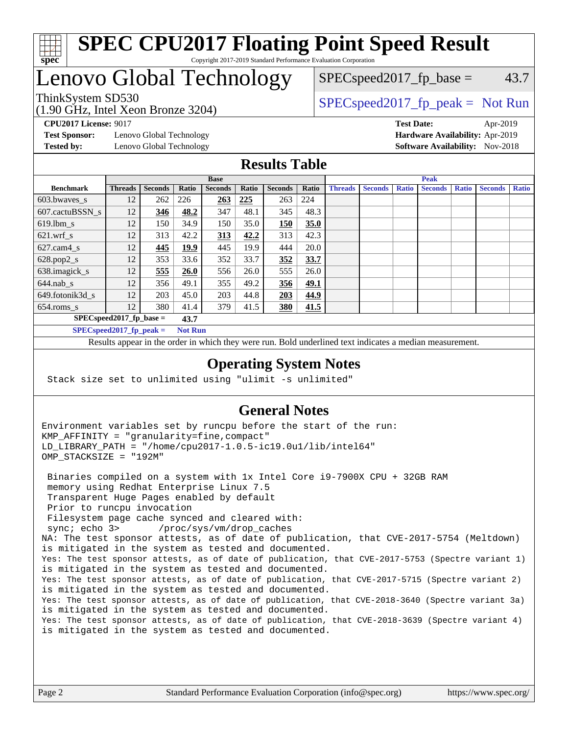# SPEC CPU2017 Floating Point Speed Result

Copyright 2017-2019 Standard Performance Evaluation Corporation

# Lenovo Global Technology

ThinkSystem SD530
(1.90 GHz, Intel Xeon Bronze 3204)

SPECspeed2017_fp_base = 43.7

SPECspeed2017_fp_peak = Not Run

**CPU2017 License:** 9017
**Test Sponsor:** Lenovo Global Technology
**Tested by:** Lenovo Global Technology

**Test Date:** Apr-2019
**Hardware Availability:** Apr-2019
**Software Availability:** Nov-2018

## Results Table

| | Base | | | | | | | Peak | | | | | | |
|---|---|---|---|---|---|---|---|---|---|---|---|---|---|---|
| **Benchmark** | **Threads** | **Seconds** | **Ratio** | **Seconds** | **Ratio** | **Seconds** | **Ratio** | **Threads** | **Seconds** | **Ratio** | **Seconds** | **Ratio** | **Seconds** | **Ratio** |
| 603.bwaves_s | 12 | 262 | 226 | **263** | **225** | 263 | 224 | | | | | | | |
| 607.cactuBSSN_s | 12 | **346** | **48.2** | 347 | 48.1 | 345 | 48.3 | | | | | | | |
| 619.lbm_s | 12 | 150 | 34.9 | 150 | 35.0 | **150** | **35.0** | | | | | | | |
| 621.wrf_s | 12 | 313 | 42.2 | **313** | **42.2** | 313 | 42.3 | | | | | | | |
| 627.cam4_s | 12 | **445** | **19.9** | 445 | 19.9 | 444 | 20.0 | | | | | | | |
| 628.pop2_s | 12 | 353 | 33.6 | 352 | 33.7 | **352** | **33.7** | | | | | | | |
| 638.imagick_s | 12 | **555** | **26.0** | 556 | 26.0 | 555 | 26.0 | | | | | | | |
| 644.nab_s | 12 | 356 | 49.1 | 355 | 49.2 | **356** | **49.1** | | | | | | | |
| 649.fotonik3d_s | 12 | 203 | 45.0 | 203 | 44.8 | **203** | **44.9** | | | | | | | |
| 654.roms_s | 12 | 380 | 41.4 | 379 | 41.5 | **380** | **41.5** | | | | | | | |

**SPECspeed2017_fp_base = 43.7**

**SPECspeed2017_fp_peak = Not Run**

Results appear in the order in which they were run. Bold underlined text indicates a median measurement.

## Operating System Notes

```
Stack size set to unlimited using "ulimit -s unlimited"
```

## General Notes

```
Environment variables set by runcpu before the start of the run:
KMP_AFFINITY = "granularity=fine,compact"
LD_LIBRARY_PATH = "/home/cpu2017-1.0.5-ic19.0u1/lib/intel64"
OMP_STACKSIZE = "192M"

 Binaries compiled on a system with 1x Intel Core i9-7900X CPU + 32GB RAM
 memory using Redhat Enterprise Linux 7.5
 Transparent Huge Pages enabled by default
 Prior to runcpu invocation
 Filesystem page cache synced and cleared with:
 sync; echo 3>       /proc/sys/vm/drop_caches
NA: The test sponsor attests, as of date of publication, that CVE-2017-5754 (Meltdown)
is mitigated in the system as tested and documented.
Yes: The test sponsor attests, as of date of publication, that CVE-2017-5753 (Spectre variant 1)
is mitigated in the system as tested and documented.
Yes: The test sponsor attests, as of date of publication, that CVE-2017-5715 (Spectre variant 2)
is mitigated in the system as tested and documented.
Yes: The test sponsor attests, as of date of publication, that CVE-2018-3640 (Spectre variant 3a)
is mitigated in the system as tested and documented.
Yes: The test sponsor attests, as of date of publication, that CVE-2018-3639 (Spectre variant 4)
is mitigated in the system as tested and documented.
```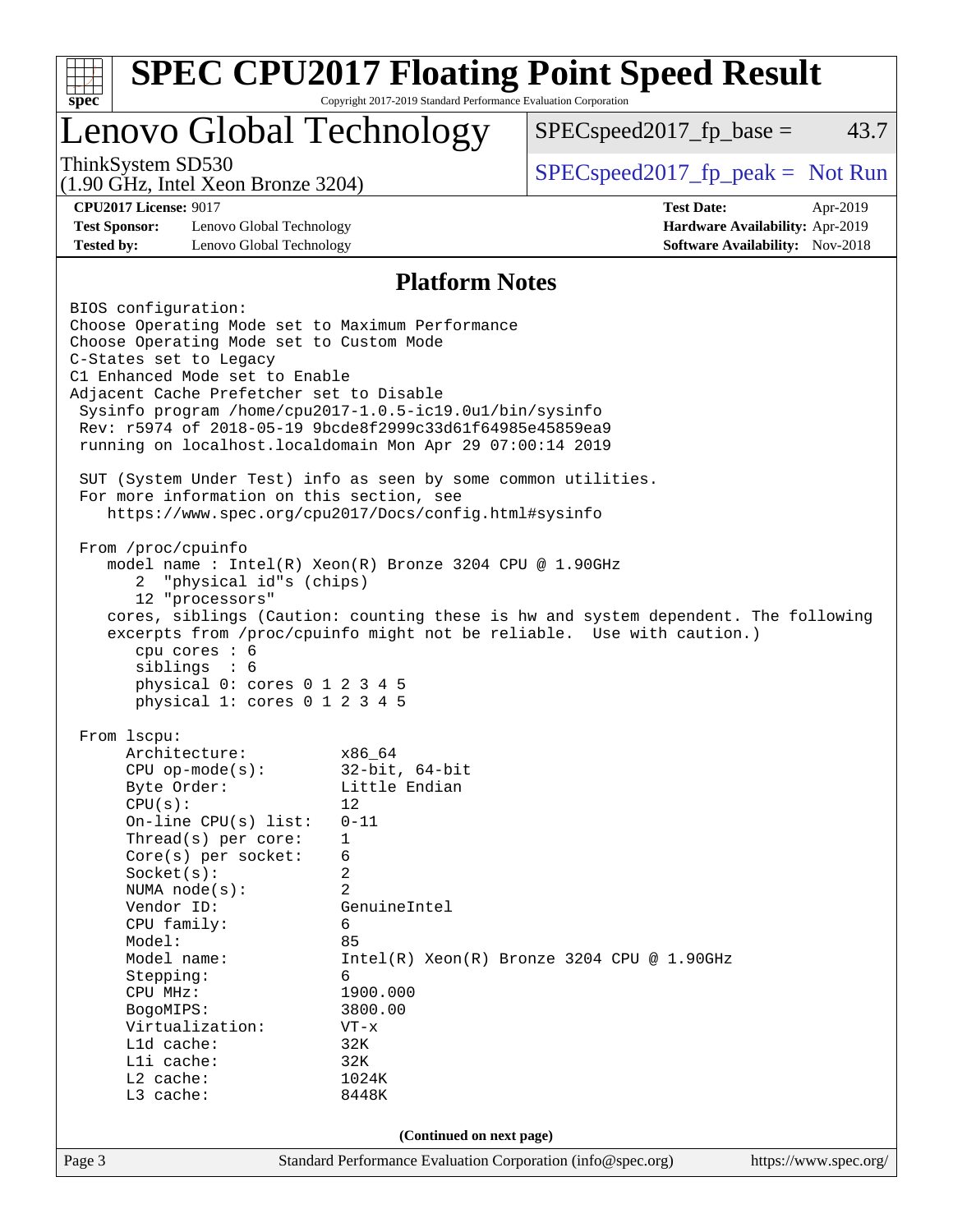# SPEC CPU2017 Floating Point Speed Result

Copyright 2017-2019 Standard Performance Evaluation Corporation

## Lenovo Global Technology

ThinkSystem SD530
(1.90 GHz, Intel Xeon Bronze 3204)

SPECspeed2017_fp_base = 43.7

SPECspeed2017_fp_peak = Not Run

**CPU2017 License:** 9017
**Test Sponsor:** Lenovo Global Technology
**Tested by:** Lenovo Global Technology

**Test Date:** Apr-2019
**Hardware Availability:** Apr-2019
**Software Availability:** Nov-2018

### Platform Notes

```
BIOS configuration:
Choose Operating Mode set to Maximum Performance
Choose Operating Mode set to Custom Mode
C-States set to Legacy
C1 Enhanced Mode set to Enable
Adjacent Cache Prefetcher set to Disable
 Sysinfo program /home/cpu2017-1.0.5-ic19.0u1/bin/sysinfo
 Rev: r5974 of 2018-05-19 9bcde8f2999c33d61f64985e45859ea9
 running on localhost.localdomain Mon Apr 29 07:00:14 2019

 SUT (System Under Test) info as seen by some common utilities.
 For more information on this section, see
    https://www.spec.org/cpu2017/Docs/config.html#sysinfo

 From /proc/cpuinfo
    model name : Intel(R) Xeon(R) Bronze 3204 CPU @ 1.90GHz
       2  "physical id"s (chips)
       12 "processors"
    cores, siblings (Caution: counting these is hw and system dependent. The following
    excerpts from /proc/cpuinfo might not be reliable.  Use with caution.)
       cpu cores : 6
       siblings  : 6
       physical 0: cores 0 1 2 3 4 5
       physical 1: cores 0 1 2 3 4 5

 From lscpu:
      Architecture:          x86_64
      CPU op-mode(s):        32-bit, 64-bit
      Byte Order:            Little Endian
      CPU(s):                12
      On-line CPU(s) list:   0-11
      Thread(s) per core:    1
      Core(s) per socket:    6
      Socket(s):             2
      NUMA node(s):          2
      Vendor ID:             GenuineIntel
      CPU family:            6
      Model:                 85
      Model name:            Intel(R) Xeon(R) Bronze 3204 CPU @ 1.90GHz
      Stepping:              6
      CPU MHz:               1900.000
      BogoMIPS:              3800.00
      Virtualization:        VT-x
      L1d cache:             32K
      L1i cache:             32K
      L2 cache:              1024K
      L3 cache:              8448K
```

(Continued on next page)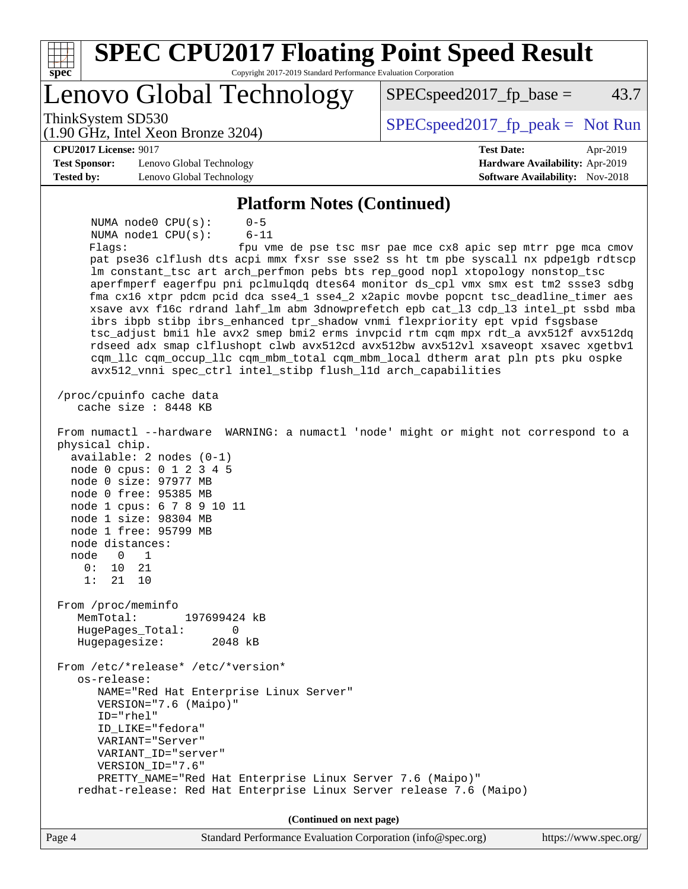## Platform Notes (Continued)

```
      NUMA node0 CPU(s):       0-5
      NUMA node1 CPU(s):       6-11
      Flags:                   fpu vme de pse tsc msr pae mce cx8 apic sep mtrr pge mca cmov
      pat pse36 clflush dts acpi mmx fxsr sse sse2 ss ht tm pbe syscall nx pdpe1gb rdtscp
      lm constant_tsc art arch_perfmon pebs bts rep_good nopl xtopology nonstop_tsc
      aperfmperf eagerfpu pni pclmulqdq dtes64 monitor ds_cpl vmx smx est tm2 ssse3 sdbg
      fma cx16 xtpr pdcm pcid dca sse4_1 sse4_2 x2apic movbe popcnt tsc_deadline_timer aes
      xsave avx f16c rdrand lahf_lm abm 3dnowprefetch epb cat_l3 cdp_l3 intel_pt ssbd mba
      ibrs ibpb stibp ibrs_enhanced tpr_shadow vnmi flexpriority ept vpid fsgsbase
      tsc_adjust bmi1 hle avx2 smep bmi2 erms invpcid rtm cqm mpx rdt_a avx512f avx512dq
      rdseed adx smap clflushopt clwb avx512cd avx512bw avx512vl xsaveopt xsavec xgetbv1
      cqm_llc cqm_occup_llc cqm_mbm_total cqm_mbm_local dtherm arat pln pts pku ospke
      avx512_vnni spec_ctrl intel_stibp flush_l1d arch_capabilities

 /proc/cpuinfo cache data
    cache size : 8448 KB

 From numactl --hardware  WARNING: a numactl 'node' might or might not correspond to a
 physical chip.
   available: 2 nodes (0-1)
   node 0 cpus: 0 1 2 3 4 5
   node 0 size: 97977 MB
   node 0 free: 95385 MB
   node 1 cpus: 6 7 8 9 10 11
   node 1 size: 98304 MB
   node 1 free: 95799 MB
   node distances:
   node   0   1
     0:  10  21
     1:  21  10

 From /proc/meminfo
    MemTotal:       197699424 kB
    HugePages_Total:       0
    Hugepagesize:       2048 kB

 From /etc/*release* /etc/*version*
    os-release:
       NAME="Red Hat Enterprise Linux Server"
       VERSION="7.6 (Maipo)"
       ID="rhel"
       ID_LIKE="fedora"
       VARIANT="Server"
       VARIANT_ID="server"
       VERSION_ID="7.6"
       PRETTY_NAME="Red Hat Enterprise Linux Server 7.6 (Maipo)"
    redhat-release: Red Hat Enterprise Linux Server release 7.6 (Maipo)
```

(Continued on next page)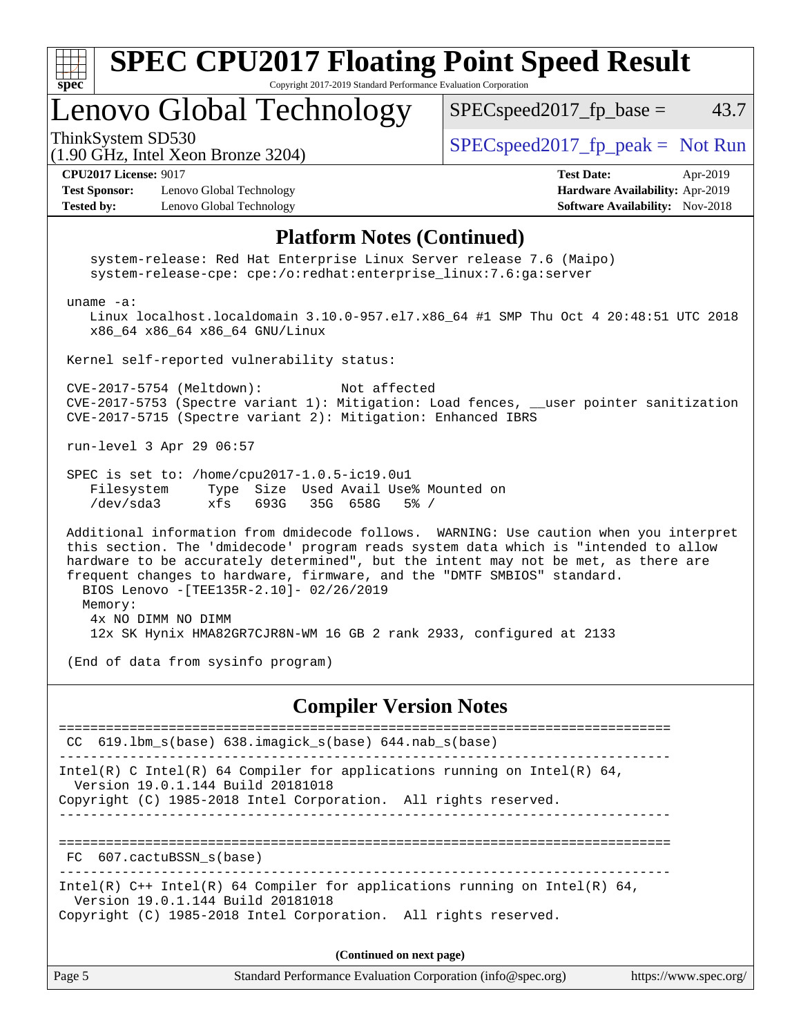## Platform Notes (Continued)

```
    system-release: Red Hat Enterprise Linux Server release 7.6 (Maipo)
    system-release-cpe: cpe:/o:redhat:enterprise_linux:7.6:ga:server

 uname -a:
    Linux localhost.localdomain 3.10.0-957.el7.x86_64 #1 SMP Thu Oct 4 20:48:51 UTC 2018
    x86_64 x86_64 x86_64 GNU/Linux

 Kernel self-reported vulnerability status:

 CVE-2017-5754 (Meltdown):          Not affected
 CVE-2017-5753 (Spectre variant 1): Mitigation: Load fences, __user pointer sanitization
 CVE-2017-5715 (Spectre variant 2): Mitigation: Enhanced IBRS

 run-level 3 Apr 29 06:57

 SPEC is set to: /home/cpu2017-1.0.5-ic19.0u1
    Filesystem     Type  Size  Used Avail Use% Mounted on
    /dev/sda3      xfs   693G   35G  658G   5% /

 Additional information from dmidecode follows.  WARNING: Use caution when you interpret
 this section. The 'dmidecode' program reads system data which is "intended to allow
 hardware to be accurately determined", but the intent may not be met, as there are
 frequent changes to hardware, firmware, and the "DMTF SMBIOS" standard.
   BIOS Lenovo -[TEE135R-2.10]- 02/26/2019
   Memory:
    4x NO DIMM NO DIMM
    12x SK Hynix HMA82GR7CJR8N-WM 16 GB 2 rank 2933, configured at 2133

 (End of data from sysinfo program)
```

## Compiler Version Notes

```
==============================================================================
 CC  619.lbm_s(base) 638.imagick_s(base) 644.nab_s(base)
------------------------------------------------------------------------------
Intel(R) C Intel(R) 64 Compiler for applications running on Intel(R) 64,
  Version 19.0.1.144 Build 20181018
Copyright (C) 1985-2018 Intel Corporation.  All rights reserved.
------------------------------------------------------------------------------

==============================================================================
 FC  607.cactuBSSN_s(base)
------------------------------------------------------------------------------
Intel(R) C++ Intel(R) 64 Compiler for applications running on Intel(R) 64,
  Version 19.0.1.144 Build 20181018
Copyright (C) 1985-2018 Intel Corporation.  All rights reserved.
```

**(Continued on next page)**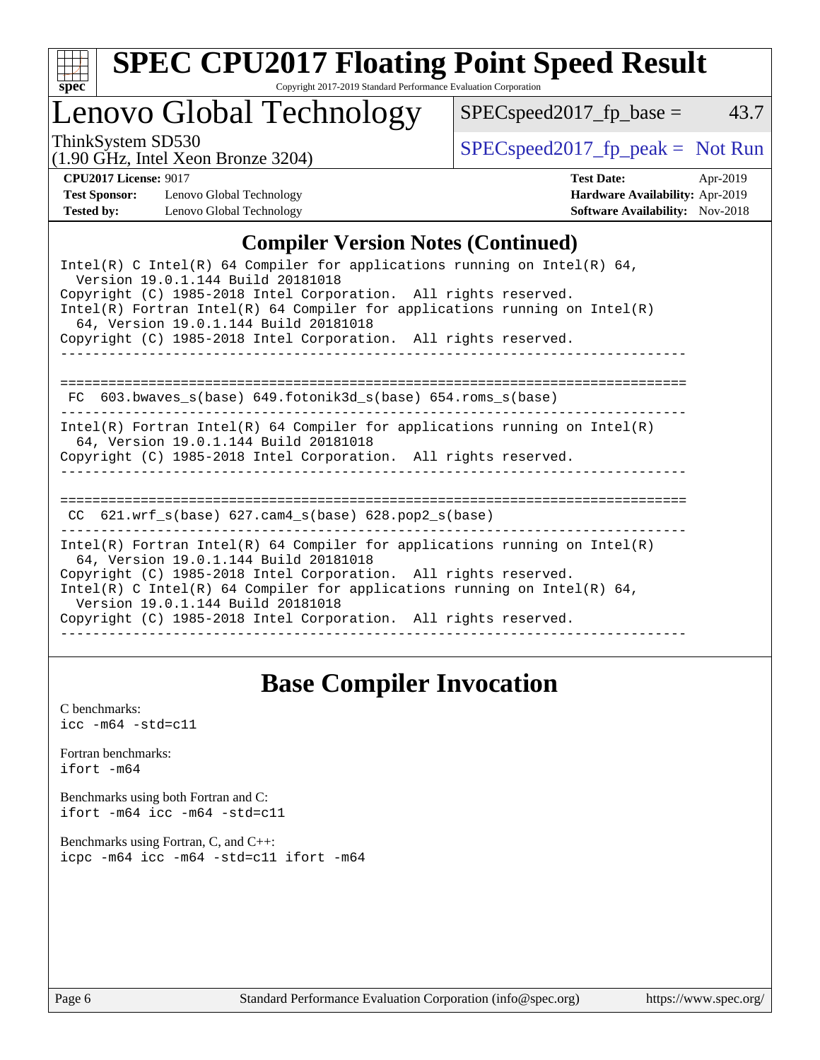## Compiler Version Notes (Continued)

```
Intel(R) C Intel(R) 64 Compiler for applications running on Intel(R) 64,
  Version 19.0.1.144 Build 20181018
Copyright (C) 1985-2018 Intel Corporation.  All rights reserved.
Intel(R) Fortran Intel(R) 64 Compiler for applications running on Intel(R)
  64, Version 19.0.1.144 Build 20181018
Copyright (C) 1985-2018 Intel Corporation.  All rights reserved.
------------------------------------------------------------------------------

==============================================================================
 FC  603.bwaves_s(base) 649.fotonik3d_s(base) 654.roms_s(base)
------------------------------------------------------------------------------
Intel(R) Fortran Intel(R) 64 Compiler for applications running on Intel(R)
  64, Version 19.0.1.144 Build 20181018
Copyright (C) 1985-2018 Intel Corporation.  All rights reserved.
------------------------------------------------------------------------------

==============================================================================
 CC  621.wrf_s(base) 627.cam4_s(base) 628.pop2_s(base)
------------------------------------------------------------------------------
Intel(R) Fortran Intel(R) 64 Compiler for applications running on Intel(R)
  64, Version 19.0.1.144 Build 20181018
Copyright (C) 1985-2018 Intel Corporation.  All rights reserved.
Intel(R) C Intel(R) 64 Compiler for applications running on Intel(R) 64,
  Version 19.0.1.144 Build 20181018
Copyright (C) 1985-2018 Intel Corporation.  All rights reserved.
------------------------------------------------------------------------------
```

## Base Compiler Invocation

C benchmarks:
`icc -m64 -std=c11`

Fortran benchmarks:
`ifort -m64`

Benchmarks using both Fortran and C:
`ifort -m64 icc -m64 -std=c11`

Benchmarks using Fortran, C, and C++:
`icpc -m64 icc -m64 -std=c11 ifort -m64`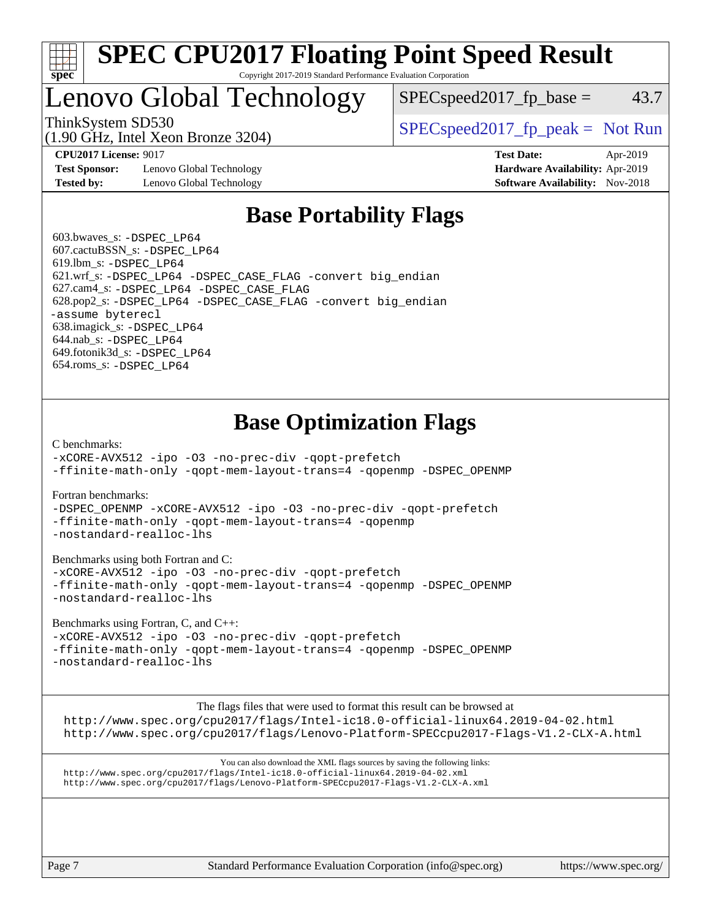# SPEC CPU2017 Floating Point Speed Result

Copyright 2017-2019 Standard Performance Evaluation Corporation

## Lenovo Global Technology

ThinkSystem SD530
(1.90 GHz, Intel Xeon Bronze 3204)

SPECspeed2017_fp_base = 43.7

SPECspeed2017_fp_peak = Not Run

**CPU2017 License:** 9017
**Test Sponsor:** Lenovo Global Technology
**Tested by:** Lenovo Global Technology

**Test Date:** Apr-2019
**Hardware Availability:** Apr-2019
**Software Availability:** Nov-2018

## Base Portability Flags

603.bwaves_s: `-DSPEC_LP64`
607.cactuBSSN_s: `-DSPEC_LP64`
619.lbm_s: `-DSPEC_LP64`
621.wrf_s: `-DSPEC_LP64 -DSPEC_CASE_FLAG -convert big_endian`
627.cam4_s: `-DSPEC_LP64 -DSPEC_CASE_FLAG`
628.pop2_s: `-DSPEC_LP64 -DSPEC_CASE_FLAG -convert big_endian -assume byterecl`
638.imagick_s: `-DSPEC_LP64`
644.nab_s: `-DSPEC_LP64`
649.fotonik3d_s: `-DSPEC_LP64`
654.roms_s: `-DSPEC_LP64`

## Base Optimization Flags

C benchmarks:

```
-xCORE-AVX512 -ipo -O3 -no-prec-div -qopt-prefetch
-ffinite-math-only -qopt-mem-layout-trans=4 -qopenmp -DSPEC_OPENMP
```

Fortran benchmarks:

```
-DSPEC_OPENMP -xCORE-AVX512 -ipo -O3 -no-prec-div -qopt-prefetch
-ffinite-math-only -qopt-mem-layout-trans=4 -qopenmp
-nostandard-realloc-lhs
```

Benchmarks using both Fortran and C:

```
-xCORE-AVX512 -ipo -O3 -no-prec-div -qopt-prefetch
-ffinite-math-only -qopt-mem-layout-trans=4 -qopenmp -DSPEC_OPENMP
-nostandard-realloc-lhs
```

Benchmarks using Fortran, C, and C++:

```
-xCORE-AVX512 -ipo -O3 -no-prec-div -qopt-prefetch
-ffinite-math-only -qopt-mem-layout-trans=4 -qopenmp -DSPEC_OPENMP
-nostandard-realloc-lhs
```

The flags files that were used to format this result can be browsed at
http://www.spec.org/cpu2017/flags/Intel-ic18.0-official-linux64.2019-04-02.html
http://www.spec.org/cpu2017/flags/Lenovo-Platform-SPECcpu2017-Flags-V1.2-CLX-A.html

You can also download the XML flags sources by saving the following links:
http://www.spec.org/cpu2017/flags/Intel-ic18.0-official-linux64.2019-04-02.xml
http://www.spec.org/cpu2017/flags/Lenovo-Platform-SPECcpu2017-Flags-V1.2-CLX-A.xml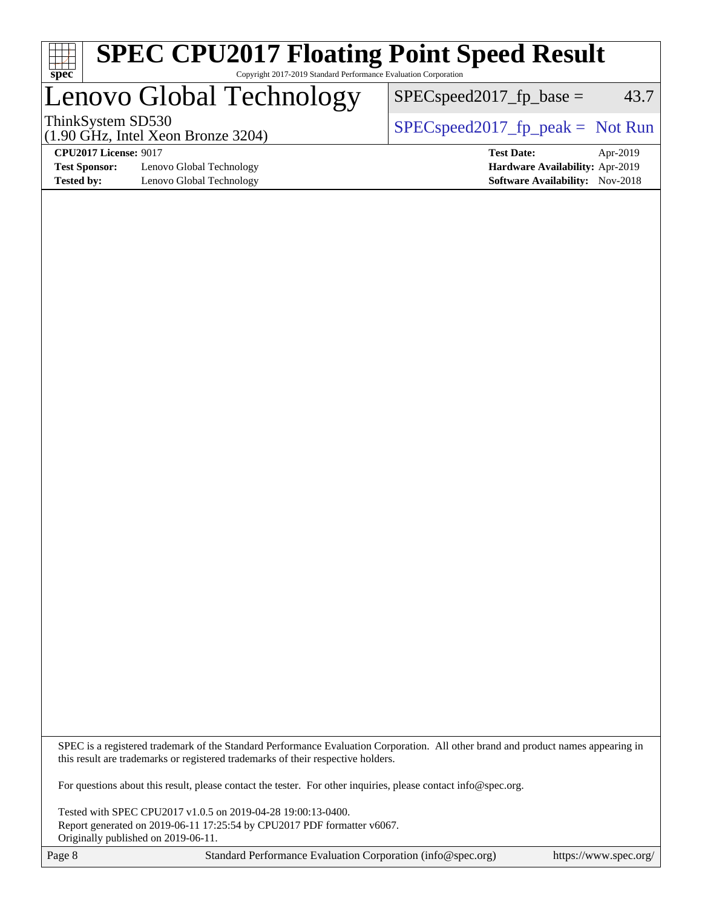SPEC is a registered trademark of the Standard Performance Evaluation Corporation. All other brand and product names appearing in this result are trademarks or registered trademarks of their respective holders.

For questions about this result, please contact the tester. For other inquiries, please contact info@spec.org.

Tested with SPEC CPU2017 v1.0.5 on 2019-04-28 19:00:13-0400.
Report generated on 2019-06-11 17:25:54 by CPU2017 PDF formatter v6067.
Originally published on 2019-06-11.